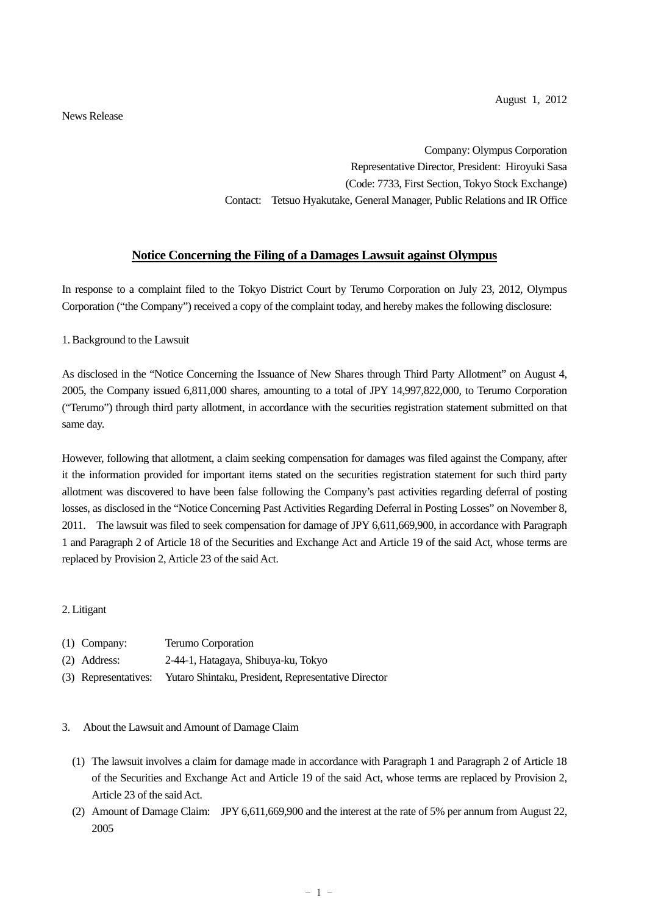August 1, 2012

News Release

Company: Olympus Corporation
Representative Director, President: Hiroyuki Sasa
(Code: 7733, First Section, Tokyo Stock Exchange)
Contact: Tetsuo Hyakutake, General Manager, Public Relations and IR Office

# Notice Concerning the Filing of a Damages Lawsuit against Olympus

In response to a complaint filed to the Tokyo District Court by Terumo Corporation on July 23, 2012, Olympus Corporation ("the Company") received a copy of the complaint today, and hereby makes the following disclosure:

1. Background to the Lawsuit

As disclosed in the "Notice Concerning the Issuance of New Shares through Third Party Allotment" on August 4, 2005, the Company issued 6,811,000 shares, amounting to a total of JPY 14,997,822,000, to Terumo Corporation ("Terumo") through third party allotment, in accordance with the securities registration statement submitted on that same day.

However, following that allotment, a claim seeking compensation for damages was filed against the Company, after it the information provided for important items stated on the securities registration statement for such third party allotment was discovered to have been false following the Company's past activities regarding deferral of posting losses, as disclosed in the "Notice Concerning Past Activities Regarding Deferral in Posting Losses" on November 8, 2011. The lawsuit was filed to seek compensation for damage of JPY 6,611,669,900, in accordance with Paragraph 1 and Paragraph 2 of Article 18 of the Securities and Exchange Act and Article 19 of the said Act, whose terms are replaced by Provision 2, Article 23 of the said Act.

2. Litigant

(1) Company: Terumo Corporation
(2) Address: 2-44-1, Hatagaya, Shibuya-ku, Tokyo
(3) Representatives: Yutaro Shintaku, President, Representative Director

3. About the Lawsuit and Amount of Damage Claim

(1) The lawsuit involves a claim for damage made in accordance with Paragraph 1 and Paragraph 2 of Article 18 of the Securities and Exchange Act and Article 19 of the said Act, whose terms are replaced by Provision 2, Article 23 of the said Act.
(2) Amount of Damage Claim: JPY 6,611,669,900 and the interest at the rate of 5% per annum from August 22, 2005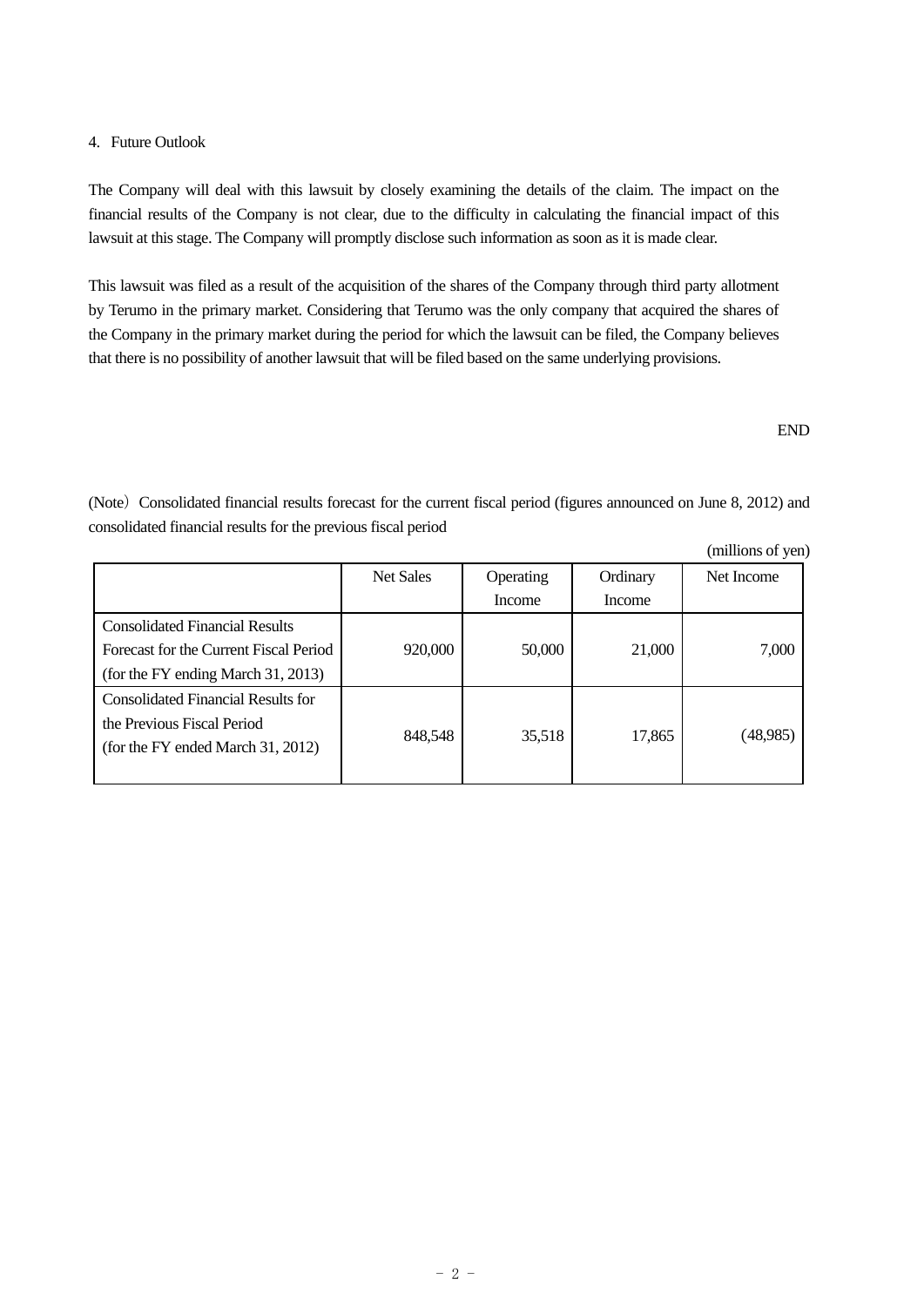## 4. Future Outlook

The Company will deal with this lawsuit by closely examining the details of the claim. The impact on the financial results of the Company is not clear, due to the difficulty in calculating the financial impact of this lawsuit at this stage. The Company will promptly disclose such information as soon as it is made clear.

This lawsuit was filed as a result of the acquisition of the shares of the Company through third party allotment by Terumo in the primary market. Considering that Terumo was the only company that acquired the shares of the Company in the primary market during the period for which the lawsuit can be filed, the Company believes that there is no possibility of another lawsuit that will be filed based on the same underlying provisions.

END

(Note) Consolidated financial results forecast for the current fiscal period (figures announced on June 8, 2012) and consolidated financial results for the previous fiscal period

(millions of yen)

| | Net Sales | Operating Income | Ordinary Income | Net Income |
|---|---|---|---|---|
| Consolidated Financial Results Forecast for the Current Fiscal Period (for the FY ending March 31, 2013) | 920,000 | 50,000 | 21,000 | 7,000 |
| Consolidated Financial Results for the Previous Fiscal Period (for the FY ended March 31, 2012) | 848,548 | 35,518 | 17,865 | (48,985) |